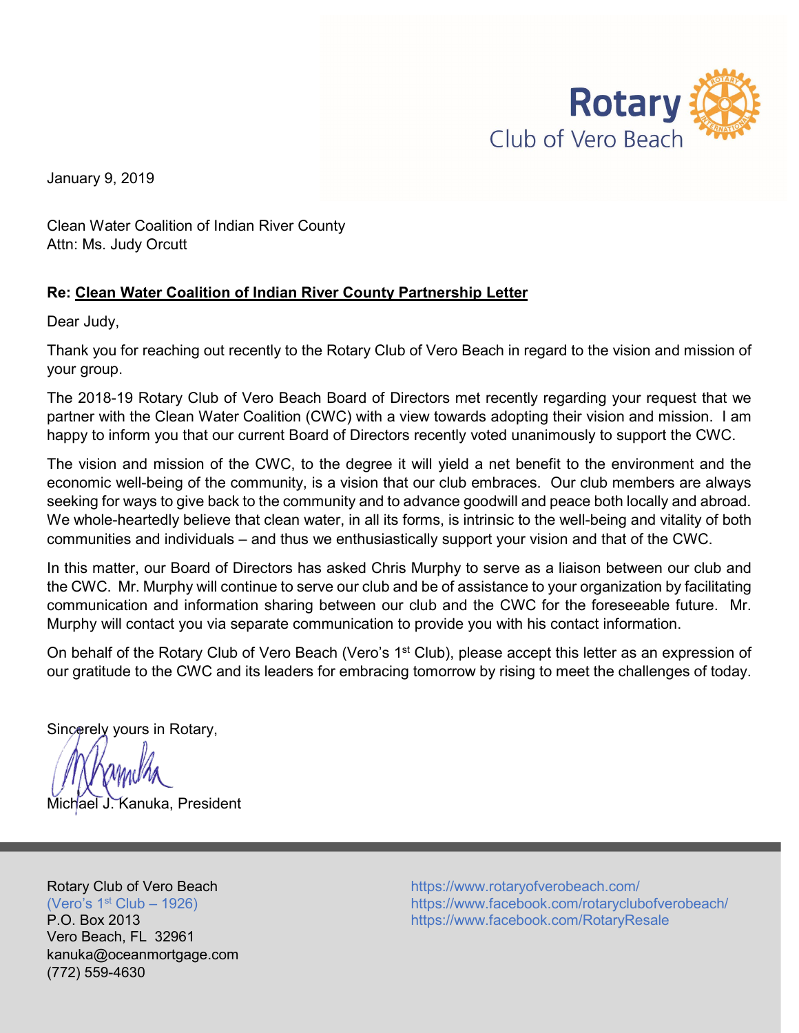Rotary Club of Vero Beach

January 9, 2019

Clean Water Coalition of Indian River County
Attn: Ms. Judy Orcutt

**Re: Clean Water Coalition of Indian River County Partnership Letter**

Dear Judy,

Thank you for reaching out recently to the Rotary Club of Vero Beach in regard to the vision and mission of your group.

The 2018-19 Rotary Club of Vero Beach Board of Directors met recently regarding your request that we partner with the Clean Water Coalition (CWC) with a view towards adopting their vision and mission. I am happy to inform you that our current Board of Directors recently voted unanimously to support the CWC.

The vision and mission of the CWC, to the degree it will yield a net benefit to the environment and the economic well-being of the community, is a vision that our club embraces. Our club members are always seeking for ways to give back to the community and to advance goodwill and peace both locally and abroad. We whole-heartedly believe that clean water, in all its forms, is intrinsic to the well-being and vitality of both communities and individuals – and thus we enthusiastically support your vision and that of the CWC.

In this matter, our Board of Directors has asked Chris Murphy to serve as a liaison between our club and the CWC. Mr. Murphy will continue to serve our club and be of assistance to your organization by facilitating communication and information sharing between our club and the CWC for the foreseeable future. Mr. Murphy will contact you via separate communication to provide you with his contact information.

On behalf of the Rotary Club of Vero Beach (Vero's 1st Club), please accept this letter as an expression of our gratitude to the CWC and its leaders for embracing tomorrow by rising to meet the challenges of today.

Sincerely yours in Rotary,

Michael J. Kanuka, President

Rotary Club of Vero Beach
(Vero's 1st Club – 1926)
P.O. Box 2013
Vero Beach, FL 32961
kanuka@oceanmortgage.com
(772) 559-4630

https://www.rotaryofverobeach.com/
https://www.facebook.com/rotaryclubofverobeach/
https://www.facebook.com/RotaryResale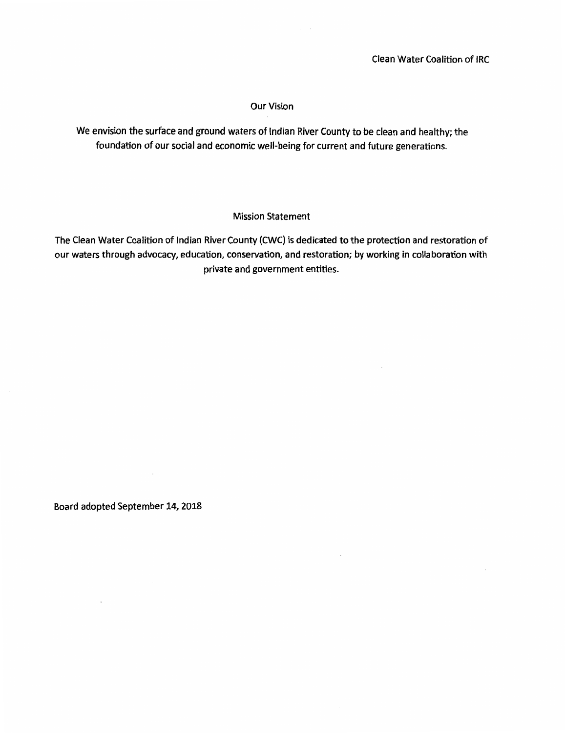Clean Water Coalition of IRC

## Our Vision

We envision the surface and ground waters of Indian River County to be clean and healthy; the foundation of our social and economic well-being for current and future generations.

## Mission Statement

The Clean Water Coalition of Indian River County (CWC) is dedicated to the protection and restoration of our waters through advocacy, education, conservation, and restoration; by working in collaboration with private and government entities.

Board adopted September 14, 2018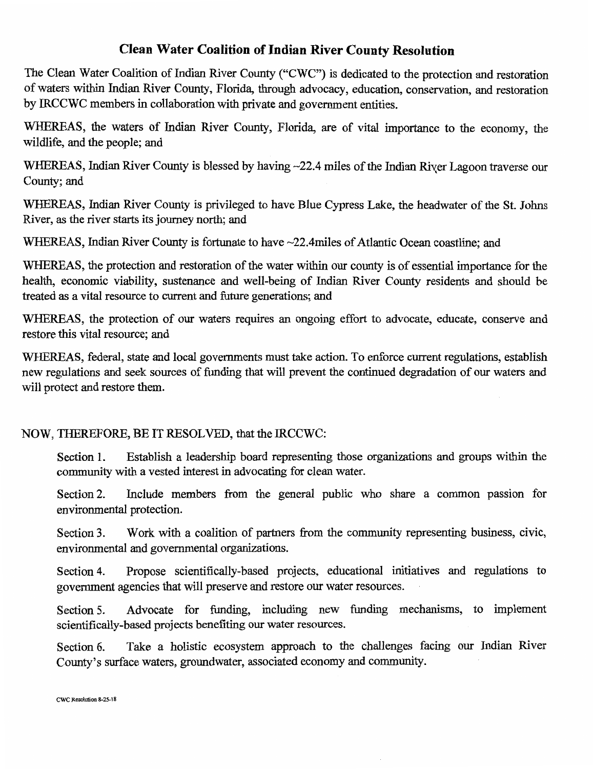# Clean Water Coalition of Indian River County Resolution

The Clean Water Coalition of Indian River County ("CWC") is dedicated to the protection and restoration of waters within Indian River County, Florida, through advocacy, education, conservation, and restoration by IRCCWC members in collaboration with private and government entities.

WHEREAS, the waters of Indian River County, Florida, are of vital importance to the economy, the wildlife, and the people; and

WHEREAS, Indian River County is blessed by having ~22.4 miles of the Indian River Lagoon traverse our County; and

WHEREAS, Indian River County is privileged to have Blue Cypress Lake, the headwater of the St. Johns River, as the river starts its journey north; and

WHEREAS, Indian River County is fortunate to have ~22.4miles of Atlantic Ocean coastline; and

WHEREAS, the protection and restoration of the water within our county is of essential importance for the health, economic viability, sustenance and well-being of Indian River County residents and should be treated as a vital resource to current and future generations; and

WHEREAS, the protection of our waters requires an ongoing effort to advocate, educate, conserve and restore this vital resource; and

WHEREAS, federal, state and local governments must take action. To enforce current regulations, establish new regulations and seek sources of funding that will prevent the continued degradation of our waters and will protect and restore them.

NOW, THEREFORE, BE IT RESOLVED, that the IRCCWC:

Section 1. Establish a leadership board representing those organizations and groups within the community with a vested interest in advocating for clean water.

Section 2. Include members from the general public who share a common passion for environmental protection.

Section 3. Work with a coalition of partners from the community representing business, civic, environmental and governmental organizations.

Section 4. Propose scientifically-based projects, educational initiatives and regulations to government agencies that will preserve and restore our water resources.

Section 5. Advocate for funding, including new funding mechanisms, to implement scientifically-based projects benefiting our water resources.

Section 6. Take a holistic ecosystem approach to the challenges facing our Indian River County's surface waters, groundwater, associated economy and community.

CWC Resolution 8-25-18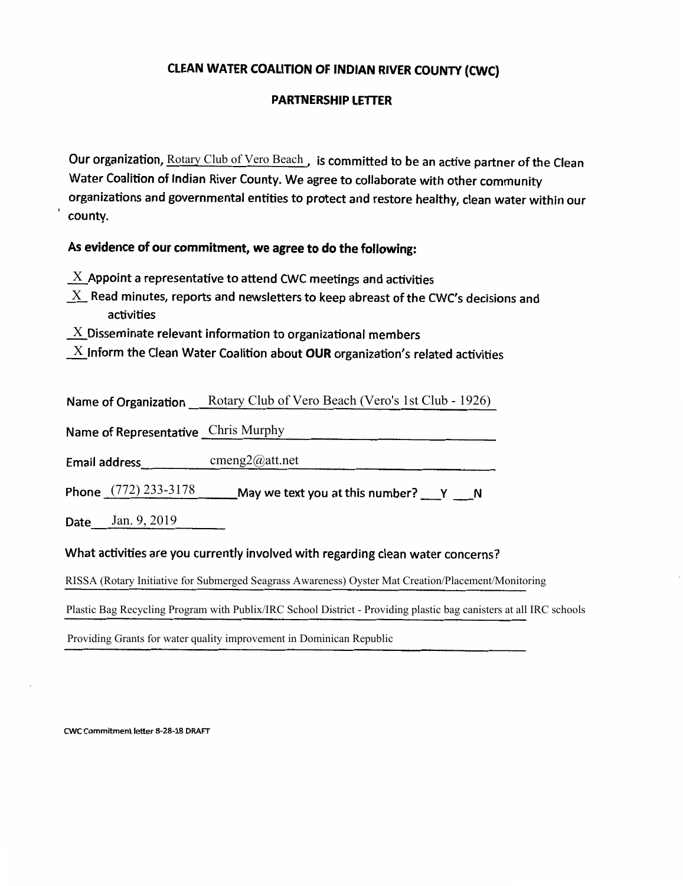# CLEAN WATER COALITION OF INDIAN RIVER COUNTY (CWC)

## PARTNERSHIP LETTER

Our organization, Rotary Club of Vero Beach, is committed to be an active partner of the Clean Water Coalition of Indian River County. We agree to collaborate with other community organizations and governmental entities to protect and restore healthy, clean water within our county.

### As evidence of our commitment, we agree to do the following:

_X_ Appoint a representative to attend CWC meetings and activities

_X_ Read minutes, reports and newsletters to keep abreast of the CWC's decisions and activities

_X_ Disseminate relevant information to organizational members

_X_ Inform the Clean Water Coalition about **OUR** organization's related activities

Name of Organization: Rotary Club of Vero Beach (Vero's 1st Club - 1926)

Name of Representative: Chris Murphy

Email address: cmeng2@att.net

Phone: (772) 233-3178 May we text you at this number? ___Y ___N

Date: Jan. 9, 2019

### What activities are you currently involved with regarding clean water concerns?

RISSA (Rotary Initiative for Submerged Seagrass Awareness) Oyster Mat Creation/Placement/Monitoring

Plastic Bag Recycling Program with Publix/IRC School District - Providing plastic bag canisters at all IRC schools

Providing Grants for water quality improvement in Dominican Republic

CWC Commitment letter 8-28-18 DRAFT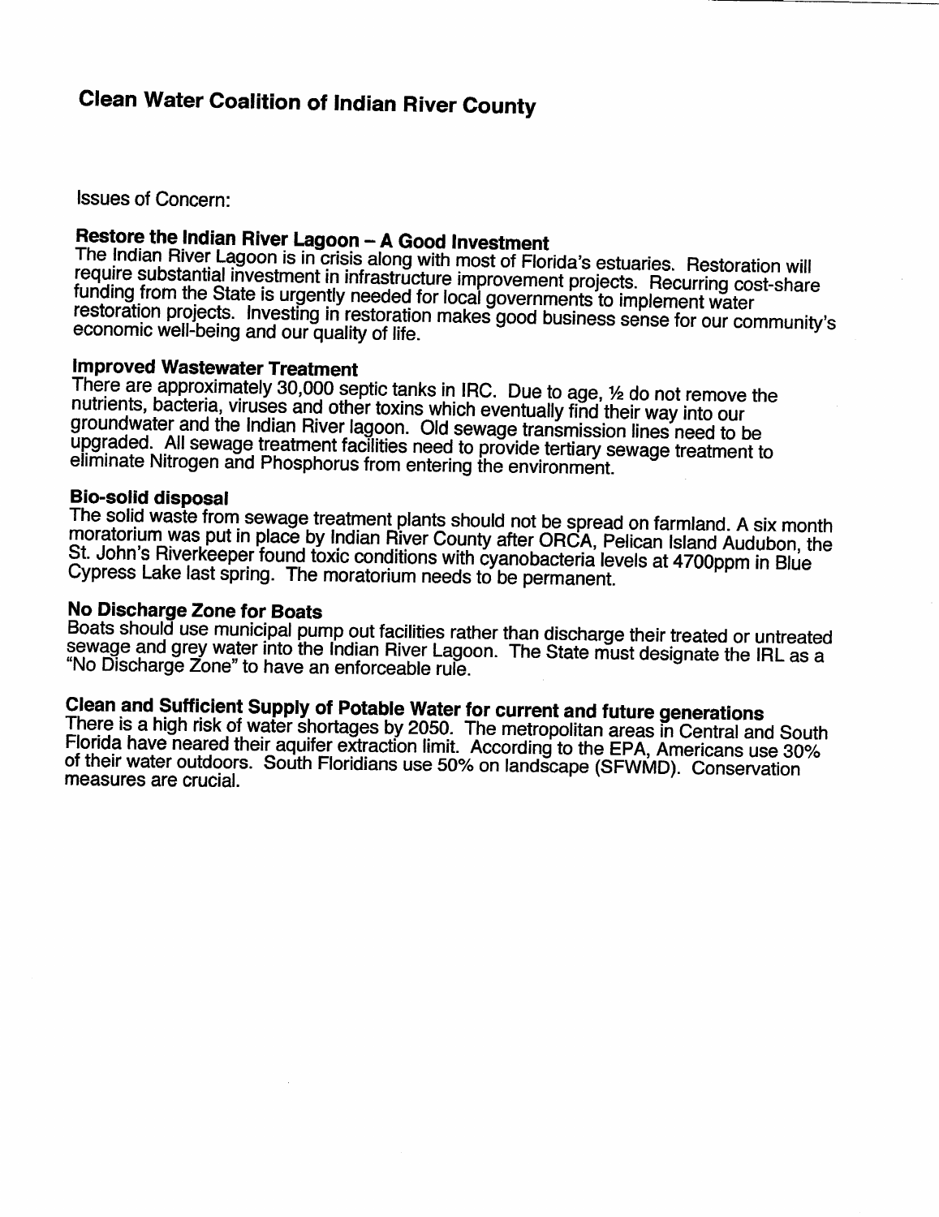# Clean Water Coalition of Indian River County

Issues of Concern:

## Restore the Indian River Lagoon – A Good Investment

The Indian River Lagoon is in crisis along with most of Florida's estuaries. Restoration will require substantial investment in infrastructure improvement projects. Recurring cost-share funding from the State is urgently needed for local governments to implement water restoration projects. Investing in restoration makes good business sense for our community's economic well-being and our quality of life.

## Improved Wastewater Treatment

There are approximately 30,000 septic tanks in IRC. Due to age, ½ do not remove the nutrients, bacteria, viruses and other toxins which eventually find their way into our groundwater and the Indian River lagoon. Old sewage transmission lines need to be upgraded. All sewage treatment facilities need to provide tertiary sewage treatment to eliminate Nitrogen and Phosphorus from entering the environment.

## Bio-solid disposal

The solid waste from sewage treatment plants should not be spread on farmland. A six month moratorium was put in place by Indian River County after ORCA, Pelican Island Audubon, the St. John's Riverkeeper found toxic conditions with cyanobacteria levels at 4700ppm in Blue Cypress Lake last spring. The moratorium needs to be permanent.

## No Discharge Zone for Boats

Boats should use municipal pump out facilities rather than discharge their treated or untreated sewage and grey water into the Indian River Lagoon. The State must designate the IRL as a "No Discharge Zone" to have an enforceable rule.

## Clean and Sufficient Supply of Potable Water for current and future generations

There is a high risk of water shortages by 2050. The metropolitan areas in Central and South Florida have neared their aquifer extraction limit. According to the EPA, Americans use 30% of their water outdoors. South Floridians use 50% on landscape (SFWMD). Conservation measures are crucial.